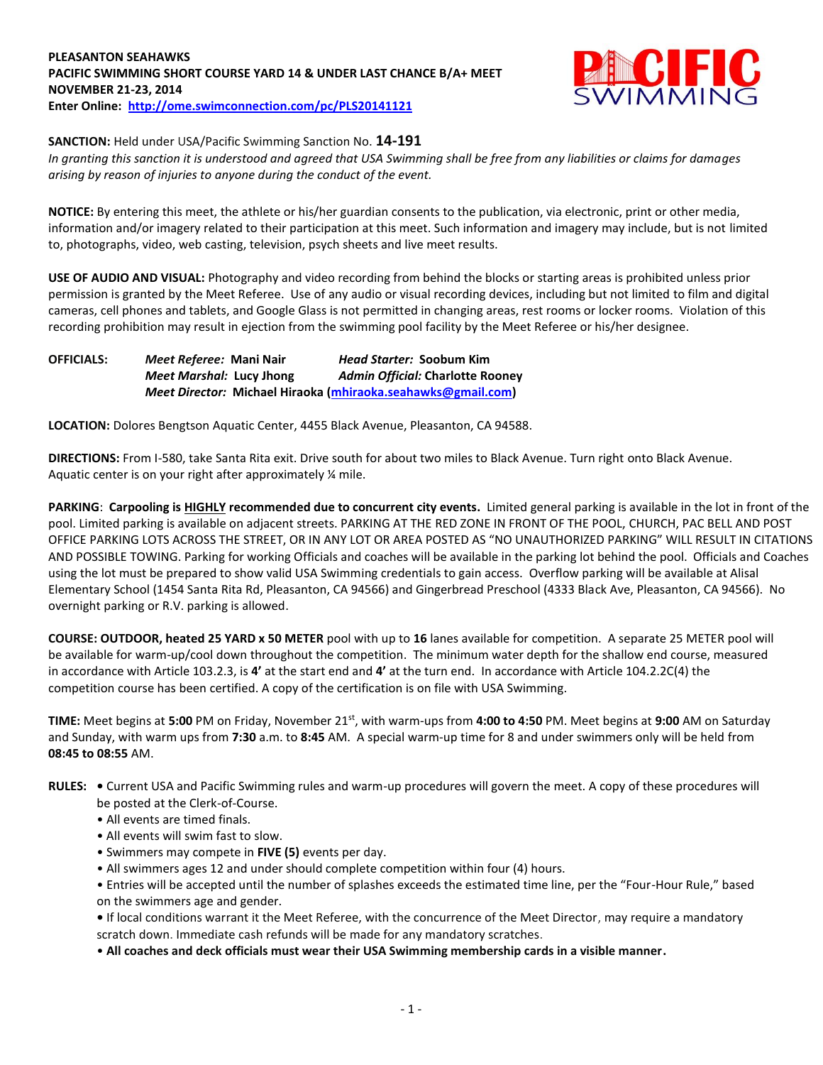**PLEASANTON SEAHAWKS**
**PACIFIC SWIMMING SHORT COURSE YARD 14 & UNDER LAST CHANCE B/A+ MEET**
**NOVEMBER 21-23, 2014**
**Enter Online: http://ome.swimconnection.com/pc/PLS20141121**

**SANCTION:** Held under USA/Pacific Swimming Sanction No. **14-191**
*In granting this sanction it is understood and agreed that USA Swimming shall be free from any liabilities or claims for damages arising by reason of injuries to anyone during the conduct of the event.*

**NOTICE:** By entering this meet, the athlete or his/her guardian consents to the publication, via electronic, print or other media, information and/or imagery related to their participation at this meet. Such information and imagery may include, but is not limited to, photographs, video, web casting, television, psych sheets and live meet results.

**USE OF AUDIO AND VISUAL:** Photography and video recording from behind the blocks or starting areas is prohibited unless prior permission is granted by the Meet Referee. Use of any audio or visual recording devices, including but not limited to film and digital cameras, cell phones and tablets, and Google Glass is not permitted in changing areas, rest rooms or locker rooms. Violation of this recording prohibition may result in ejection from the swimming pool facility by the Meet Referee or his/her designee.

**OFFICIALS:**
*Meet Referee:* **Mani Nair** *Head Starter:* **Soobum Kim**
*Meet Marshal:* **Lucy Jhong** *Admin Official:* **Charlotte Rooney**
*Meet Director:* **Michael Hiraoka (mhiraoka.seahawks@gmail.com)**

**LOCATION:** Dolores Bengtson Aquatic Center, 4455 Black Avenue, Pleasanton, CA 94588.

**DIRECTIONS:** From I-580, take Santa Rita exit. Drive south for about two miles to Black Avenue. Turn right onto Black Avenue. Aquatic center is on your right after approximately ¼ mile.

**PARKING**: **Carpooling is HIGHLY recommended due to concurrent city events.** Limited general parking is available in the lot in front of the pool. Limited parking is available on adjacent streets. PARKING AT THE RED ZONE IN FRONT OF THE POOL, CHURCH, PAC BELL AND POST OFFICE PARKING LOTS ACROSS THE STREET, OR IN ANY LOT OR AREA POSTED AS "NO UNAUTHORIZED PARKING" WILL RESULT IN CITATIONS AND POSSIBLE TOWING. Parking for working Officials and coaches will be available in the parking lot behind the pool. Officials and Coaches using the lot must be prepared to show valid USA Swimming credentials to gain access. Overflow parking will be available at Alisal Elementary School (1454 Santa Rita Rd, Pleasanton, CA 94566) and Gingerbread Preschool (4333 Black Ave, Pleasanton, CA 94566). No overnight parking or R.V. parking is allowed.

**COURSE: OUTDOOR, heated 25 YARD x 50 METER** pool with up to **16** lanes available for competition. A separate 25 METER pool will be available for warm-up/cool down throughout the competition. The minimum water depth for the shallow end course, measured in accordance with Article 103.2.3, is **4'** at the start end and **4'** at the turn end. In accordance with Article 104.2.2C(4) the competition course has been certified. A copy of the certification is on file with USA Swimming.

**TIME:** Meet begins at **5:00** PM on Friday, November 21st, with warm-ups from **4:00 to 4:50** PM. Meet begins at **9:00** AM on Saturday and Sunday, with warm ups from **7:30** a.m. to **8:45** AM. A special warm-up time for 8 and under swimmers only will be held from **08:45 to 08:55** AM.

**RULES:**
- Current USA and Pacific Swimming rules and warm-up procedures will govern the meet. A copy of these procedures will be posted at the Clerk-of-Course.
- All events are timed finals.
- All events will swim fast to slow.
- Swimmers may compete in **FIVE (5)** events per day.
- All swimmers ages 12 and under should complete competition within four (4) hours.
- Entries will be accepted until the number of splashes exceeds the estimated time line, per the "Four-Hour Rule," based on the swimmers age and gender.
- If local conditions warrant it the Meet Referee, with the concurrence of the Meet Director, may require a mandatory scratch down. Immediate cash refunds will be made for any mandatory scratches.
- **All coaches and deck officials must wear their USA Swimming membership cards in a visible manner.**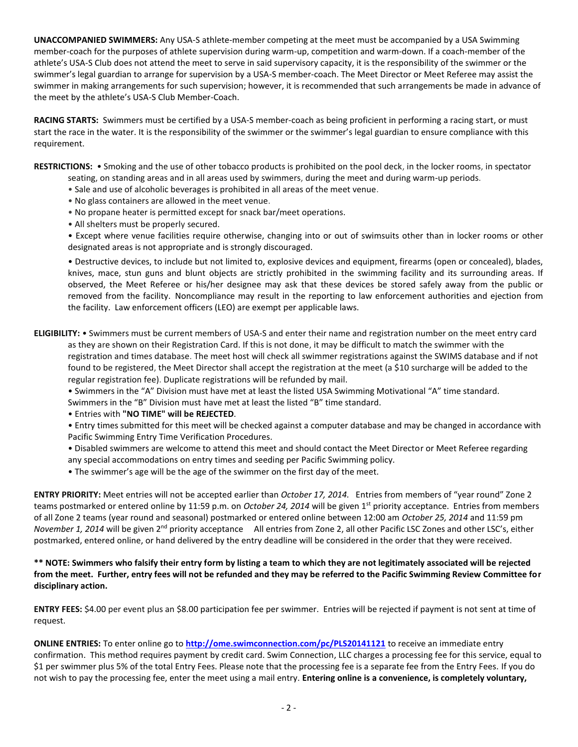**UNACCOMPANIED SWIMMERS:** Any USA-S athlete-member competing at the meet must be accompanied by a USA Swimming member-coach for the purposes of athlete supervision during warm-up, competition and warm-down. If a coach-member of the athlete's USA-S Club does not attend the meet to serve in said supervisory capacity, it is the responsibility of the swimmer or the swimmer's legal guardian to arrange for supervision by a USA-S member-coach. The Meet Director or Meet Referee may assist the swimmer in making arrangements for such supervision; however, it is recommended that such arrangements be made in advance of the meet by the athlete's USA-S Club Member-Coach.

**RACING STARTS:** Swimmers must be certified by a USA-S member-coach as being proficient in performing a racing start, or must start the race in the water. It is the responsibility of the swimmer or the swimmer's legal guardian to ensure compliance with this requirement.

**RESTRICTIONS:**

- Smoking and the use of other tobacco products is prohibited on the pool deck, in the locker rooms, in spectator seating, on standing areas and in all areas used by swimmers, during the meet and during warm-up periods.
- Sale and use of alcoholic beverages is prohibited in all areas of the meet venue.
- No glass containers are allowed in the meet venue.
- No propane heater is permitted except for snack bar/meet operations.
- All shelters must be properly secured.
- Except where venue facilities require otherwise, changing into or out of swimsuits other than in locker rooms or other designated areas is not appropriate and is strongly discouraged.
- Destructive devices, to include but not limited to, explosive devices and equipment, firearms (open or concealed), blades, knives, mace, stun guns and blunt objects are strictly prohibited in the swimming facility and its surrounding areas. If observed, the Meet Referee or his/her designee may ask that these devices be stored safely away from the public or removed from the facility. Noncompliance may result in the reporting to law enforcement authorities and ejection from the facility. Law enforcement officers (LEO) are exempt per applicable laws.

**ELIGIBILITY:**

- Swimmers must be current members of USA-S and enter their name and registration number on the meet entry card as they are shown on their Registration Card. If this is not done, it may be difficult to match the swimmer with the registration and times database. The meet host will check all swimmer registrations against the SWIMS database and if not found to be registered, the Meet Director shall accept the registration at the meet (a $10 surcharge will be added to the regular registration fee). Duplicate registrations will be refunded by mail.
- Swimmers in the "A" Division must have met at least the listed USA Swimming Motivational "A" time standard. Swimmers in the "B" Division must have met at least the listed "B" time standard.
- Entries with **"NO TIME" will be REJECTED**.
- Entry times submitted for this meet will be checked against a computer database and may be changed in accordance with Pacific Swimming Entry Time Verification Procedures.
- Disabled swimmers are welcome to attend this meet and should contact the Meet Director or Meet Referee regarding any special accommodations on entry times and seeding per Pacific Swimming policy.
- The swimmer's age will be the age of the swimmer on the first day of the meet.

**ENTRY PRIORITY:** Meet entries will not be accepted earlier than *October 17, 2014.* Entries from members of "year round" Zone 2 teams postmarked or entered online by 11:59 p.m. on *October 24, 2014* will be given 1st priority acceptance. Entries from members of all Zone 2 teams (year round and seasonal) postmarked or entered online between 12:00 am *October 25, 2014* and 11:59 pm *November 1, 2014* will be given 2nd priority acceptance All entries from Zone 2, all other Pacific LSC Zones and other LSC's, either postmarked, entered online, or hand delivered by the entry deadline will be considered in the order that they were received.

**\*\* NOTE: Swimmers who falsify their entry form by listing a team to which they are not legitimately associated will be rejected from the meet. Further, entry fees will not be refunded and they may be referred to the Pacific Swimming Review Committee for disciplinary action.**

**ENTRY FEES:** $4.00 per event plus an $8.00 participation fee per swimmer. Entries will be rejected if payment is not sent at time of request.

**ONLINE ENTRIES:** To enter online go to **http://ome.swimconnection.com/pc/PLS20141121** to receive an immediate entry confirmation. This method requires payment by credit card. Swim Connection, LLC charges a processing fee for this service, equal to $1 per swimmer plus 5% of the total Entry Fees. Please note that the processing fee is a separate fee from the Entry Fees. If you do not wish to pay the processing fee, enter the meet using a mail entry. **Entering online is a convenience, is completely voluntary,**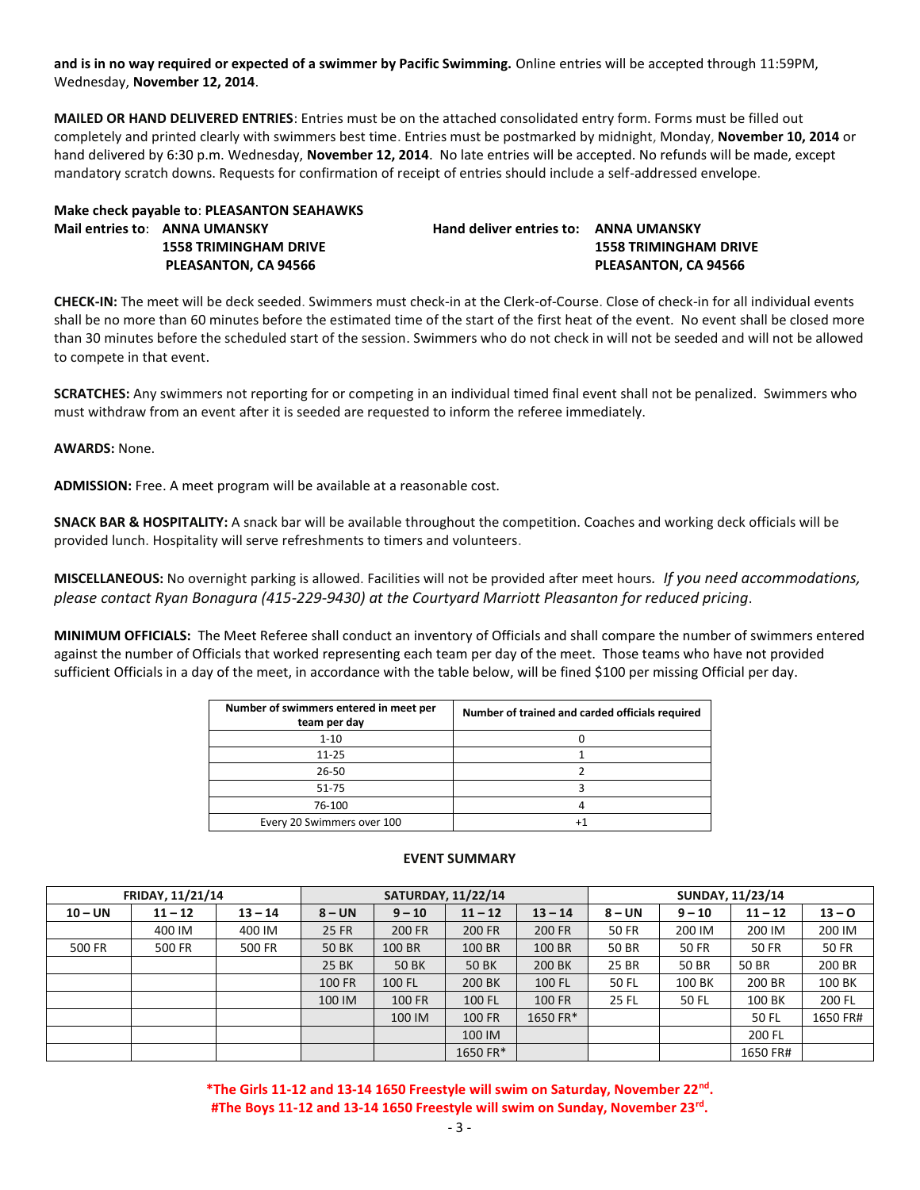**and is in no way required or expected of a swimmer by Pacific Swimming.** Online entries will be accepted through 11:59PM, Wednesday, **November 12, 2014**.

**MAILED OR HAND DELIVERED ENTRIES**: Entries must be on the attached consolidated entry form. Forms must be filled out completely and printed clearly with swimmers best time. Entries must be postmarked by midnight, Monday, **November 10, 2014** or hand delivered by 6:30 p.m. Wednesday, **November 12, 2014**. No late entries will be accepted. No refunds will be made, except mandatory scratch downs. Requests for confirmation of receipt of entries should include a self-addressed envelope.

**Make check payable to**: **PLEASANTON SEAHAWKS**

**Mail entries to**: **ANNA UMANSKY**
**1558 TRIMINGHAM DRIVE**
**PLEASANTON, CA 94566**

**Hand deliver entries to: ANNA UMANSKY**
**1558 TRIMINGHAM DRIVE**
**PLEASANTON, CA 94566**

**CHECK-IN:** The meet will be deck seeded. Swimmers must check-in at the Clerk-of-Course. Close of check-in for all individual events shall be no more than 60 minutes before the estimated time of the start of the first heat of the event. No event shall be closed more than 30 minutes before the scheduled start of the session. Swimmers who do not check in will not be seeded and will not be allowed to compete in that event.

**SCRATCHES:** Any swimmers not reporting for or competing in an individual timed final event shall not be penalized. Swimmers who must withdraw from an event after it is seeded are requested to inform the referee immediately.

**AWARDS:** None.

**ADMISSION:** Free. A meet program will be available at a reasonable cost.

**SNACK BAR & HOSPITALITY:** A snack bar will be available throughout the competition. Coaches and working deck officials will be provided lunch. Hospitality will serve refreshments to timers and volunteers.

**MISCELLANEOUS:** No overnight parking is allowed. Facilities will not be provided after meet hours. *If you need accommodations, please contact Ryan Bonagura (415-229-9430) at the Courtyard Marriott Pleasanton for reduced pricing*.

**MINIMUM OFFICIALS:** The Meet Referee shall conduct an inventory of Officials and shall compare the number of swimmers entered against the number of Officials that worked representing each team per day of the meet. Those teams who have not provided sufficient Officials in a day of the meet, in accordance with the table below, will be fined $100 per missing Official per day.

| Number of swimmers entered in meet per team per day | Number of trained and carded officials required |
|---|---|
| 1-10 | 0 |
| 11-25 | 1 |
| 26-50 | 2 |
| 51-75 | 3 |
| 76-100 | 4 |
| Every 20 Swimmers over 100 | +1 |

**EVENT SUMMARY**

| FRIDAY, 11/21/14 | | | SATURDAY, 11/22/14 | | | | SUNDAY, 11/23/14 | | | |
|---|---|---|---|---|---|---|---|---|---|---|
| 10 – UN | 11 – 12 | 13 – 14 | 8 – UN | 9 – 10 | 11 – 12 | 13 – 14 | 8 – UN | 9 – 10 | 11 – 12 | 13 – O |
| | 400 IM | 400 IM | 25 FR | 200 FR | 200 FR | 200 FR | 50 FR | 200 IM | 200 IM | 200 IM |
| 500 FR | 500 FR | 500 FR | 50 BK | 100 BR | 100 BR | 100 BR | 50 BR | 50 FR | 50 FR | 50 FR |
| | | | 25 BK | 50 BK | 50 BK | 200 BK | 25 BR | 50 BR | 50 BR | 200 BR |
| | | | 100 FR | 100 FL | 200 BK | 100 FL | 50 FL | 100 BK | 200 BR | 100 BK |
| | | | 100 IM | 100 FR | 100 FL | 100 FR | 25 FL | 50 FL | 100 BK | 200 FL |
| | | | | 100 IM | 100 FR | 1650 FR* | | | 50 FL | 1650 FR# |
| | | | | | 100 IM | | | | 200 FL | |
| | | | | | 1650 FR* | | | | 1650 FR# | |

**\*The Girls 11-12 and 13-14 1650 Freestyle will swim on Saturday, November 22nd.**
**#The Boys 11-12 and 13-14 1650 Freestyle will swim on Sunday, November 23rd.**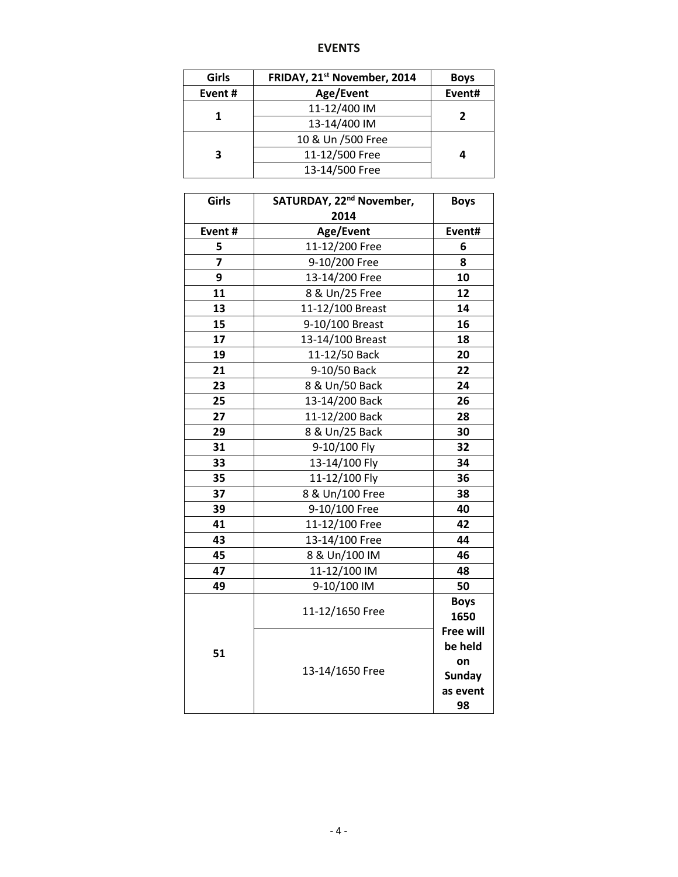# EVENTS

| Girls | FRIDAY, 21st November, 2014 | Boys |
|---|---|---|
| Event # | Age/Event | Event# |
| 1 | 11-12/400 IM | 2 |
| | 13-14/400 IM | |
| 3 | 10 & Un /500 Free | 4 |
| | 11-12/500 Free | |
| | 13-14/500 Free | |

| Girls | SATURDAY, 22nd November, 2014 | Boys |
|---|---|---|
| Event # | Age/Event | Event# |
| 5 | 11-12/200 Free | 6 |
| 7 | 9-10/200 Free | 8 |
| 9 | 13-14/200 Free | 10 |
| 11 | 8 & Un/25 Free | 12 |
| 13 | 11-12/100 Breast | 14 |
| 15 | 9-10/100 Breast | 16 |
| 17 | 13-14/100 Breast | 18 |
| 19 | 11-12/50 Back | 20 |
| 21 | 9-10/50 Back | 22 |
| 23 | 8 & Un/50 Back | 24 |
| 25 | 13-14/200 Back | 26 |
| 27 | 11-12/200 Back | 28 |
| 29 | 8 & Un/25 Back | 30 |
| 31 | 9-10/100 Fly | 32 |
| 33 | 13-14/100 Fly | 34 |
| 35 | 11-12/100 Fly | 36 |
| 37 | 8 & Un/100 Free | 38 |
| 39 | 9-10/100 Free | 40 |
| 41 | 11-12/100 Free | 42 |
| 43 | 13-14/100 Free | 44 |
| 45 | 8 & Un/100 IM | 46 |
| 47 | 11-12/100 IM | 48 |
| 49 | 9-10/100 IM | 50 |
| 51 | 11-12/1650 Free | **Boys 1650 Free will be held on Sunday as event 98** |
| | 13-14/1650 Free | |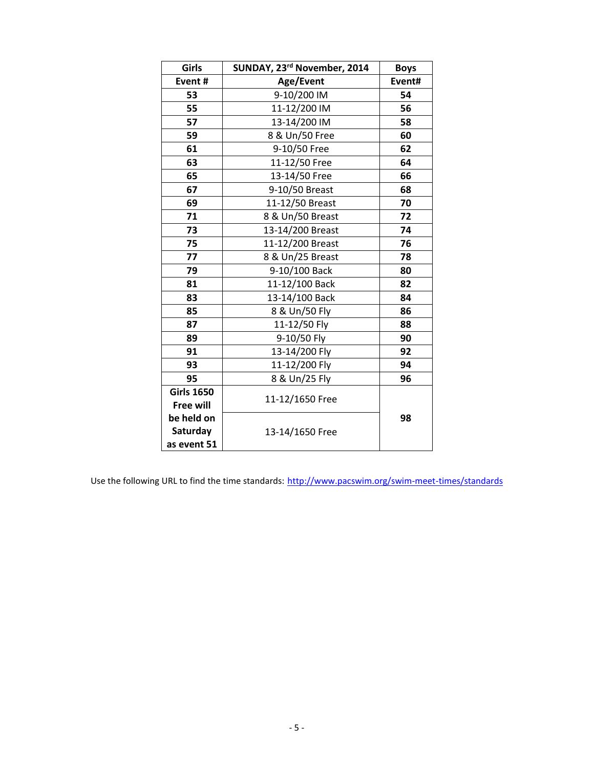| Girls | SUNDAY, 23rd November, 2014 | Boys |
|---|---|---|
| **Event #** | **Age/Event** | **Event#** |
| **53** | 9-10/200 IM | **54** |
| **55** | 11-12/200 IM | **56** |
| **57** | 13-14/200 IM | **58** |
| **59** | 8 & Un/50 Free | **60** |
| **61** | 9-10/50 Free | **62** |
| **63** | 11-12/50 Free | **64** |
| **65** | 13-14/50 Free | **66** |
| **67** | 9-10/50 Breast | **68** |
| **69** | 11-12/50 Breast | **70** |
| **71** | 8 & Un/50 Breast | **72** |
| **73** | 13-14/200 Breast | **74** |
| **75** | 11-12/200 Breast | **76** |
| **77** | 8 & Un/25 Breast | **78** |
| **79** | 9-10/100 Back | **80** |
| **81** | 11-12/100 Back | **82** |
| **83** | 13-14/100 Back | **84** |
| **85** | 8 & Un/50 Fly | **86** |
| **87** | 11-12/50 Fly | **88** |
| **89** | 9-10/50 Fly | **90** |
| **91** | 13-14/200 Fly | **92** |
| **93** | 11-12/200 Fly | **94** |
| **95** | 8 & Un/25 Fly | **96** |
| **Girls 1650 Free will be held on Saturday as event 51** | 11-12/1650 Free | **98** |
| | 13-14/1650 Free | |

Use the following URL to find the time standards: http://www.pacswim.org/swim-meet-times/standards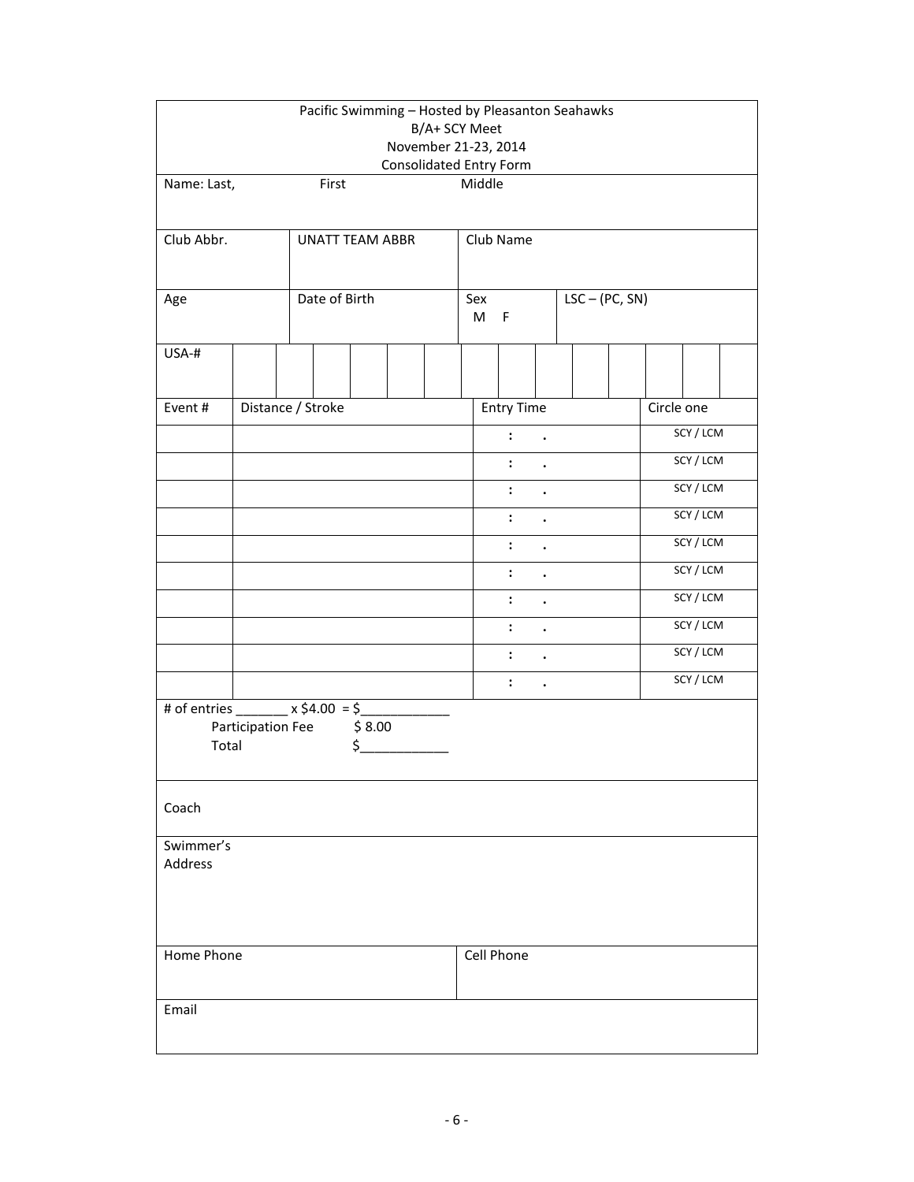Pacific Swimming – Hosted by Pleasanton Seahawks
B/A+ SCY Meet
November 21-23, 2014
Consolidated Entry Form

| Name: Last, | First | Middle |
|---|---|---|
| | | |

| Club Abbr. | UNATT TEAM ABBR | Club Name |
|---|---|---|
| | | |

| Age | Date of Birth | Sex M F | LSC – (PC, SN) |
|---|---|---|---|
| | | | |

| USA-# | | | | | | | | | | | | | | |
|---|---|---|---|---|---|---|---|---|---|---|---|---|---|---|

| Event # | Distance / Stroke | Entry Time | Circle one |
|---|---|---|---|
| | | : . | SCY / LCM |
| | | : . | SCY / LCM |
| | | : . | SCY / LCM |
| | | : . | SCY / LCM |
| | | : . | SCY / LCM |
| | | : . | SCY / LCM |
| | | : . | SCY / LCM |
| | | : . | SCY / LCM |
| | | : . | SCY / LCM |
| | | : . | SCY / LCM |

# of entries _______ x $4.00 = $____________
Participation Fee $ 8.00
Total $____________

Coach

Swimmer's Address

| Home Phone | Cell Phone |
|---|---|
| | |

Email